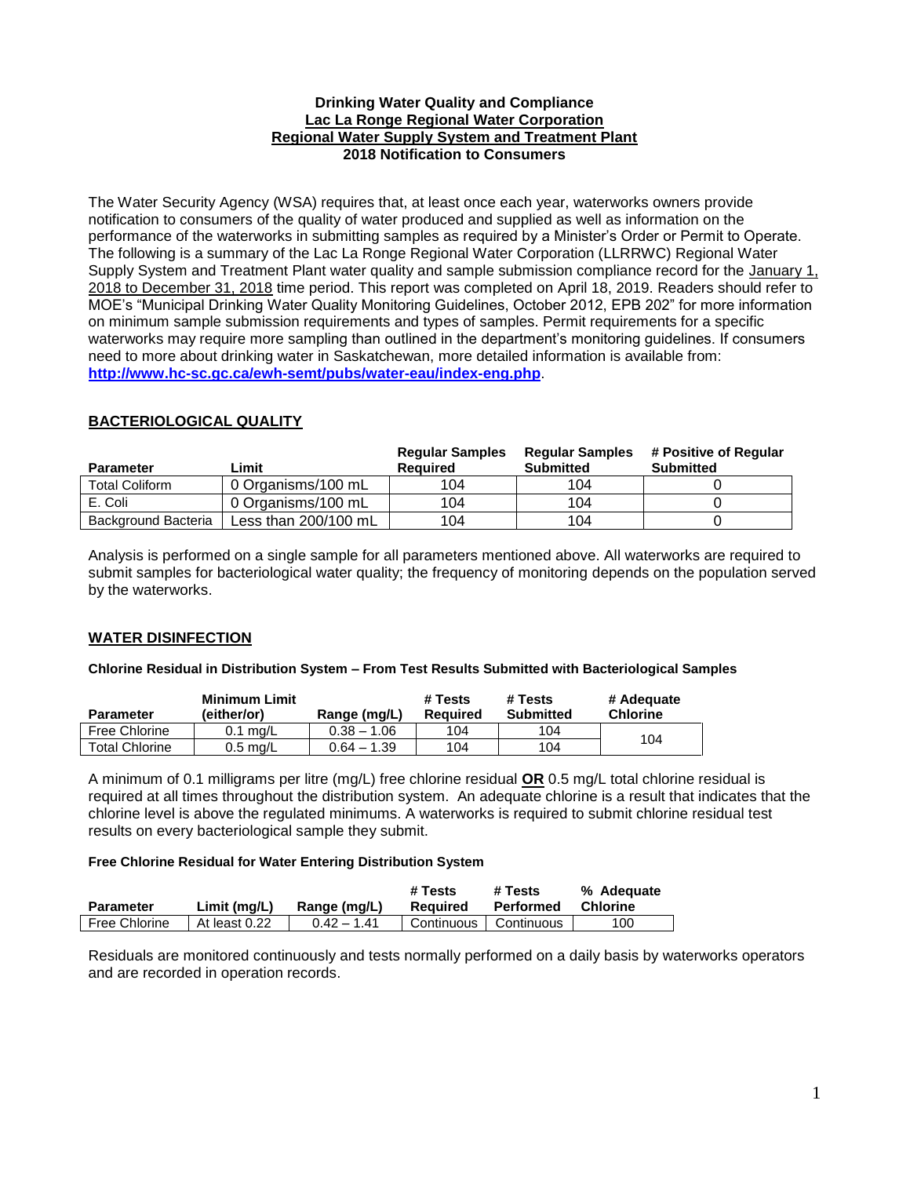# Drinking Water Quality and Compliance
## Lac La Ronge Regional Water Corporation
## Regional Water Supply System and Treatment Plant
## 2018 Notification to Consumers

The Water Security Agency (WSA) requires that, at least once each year, waterworks owners provide notification to consumers of the quality of water produced and supplied as well as information on the performance of the waterworks in submitting samples as required by a Minister's Order or Permit to Operate. The following is a summary of the Lac La Ronge Regional Water Corporation (LLRRWC) Regional Water Supply System and Treatment Plant water quality and sample submission compliance record for the January 1, 2018 to December 31, 2018 time period. This report was completed on April 18, 2019. Readers should refer to MOE's "Municipal Drinking Water Quality Monitoring Guidelines, October 2012, EPB 202" for more information on minimum sample submission requirements and types of samples. Permit requirements for a specific waterworks may require more sampling than outlined in the department's monitoring guidelines. If consumers need to more about drinking water in Saskatchewan, more detailed information is available from: **http://www.hc-sc.gc.ca/ewh-semt/pubs/water-eau/index-eng.php**.

## BACTERIOLOGICAL QUALITY

| Parameter | Limit | Regular Samples Required | Regular Samples Submitted | # Positive of Regular Submitted |
|---|---|---|---|---|
| Total Coliform | 0 Organisms/100 mL | 104 | 104 | 0 |
| E. Coli | 0 Organisms/100 mL | 104 | 104 | 0 |
| Background Bacteria | Less than 200/100 mL | 104 | 104 | 0 |

Analysis is performed on a single sample for all parameters mentioned above. All waterworks are required to submit samples for bacteriological water quality; the frequency of monitoring depends on the population served by the waterworks.

## WATER DISINFECTION

**Chlorine Residual in Distribution System – From Test Results Submitted with Bacteriological Samples**

| Parameter | Minimum Limit (either/or) | Range (mg/L) | # Tests Required | # Tests Submitted | # Adequate Chlorine |
|---|---|---|---|---|---|
| Free Chlorine | 0.1 mg/L | 0.38 – 1.06 | 104 | 104 | 104 |
| Total Chlorine | 0.5 mg/L | 0.64 – 1.39 | 104 | 104 | |

A minimum of 0.1 milligrams per litre (mg/L) free chlorine residual **OR** 0.5 mg/L total chlorine residual is required at all times throughout the distribution system. An adequate chlorine is a result that indicates that the chlorine level is above the regulated minimums. A waterworks is required to submit chlorine residual test results on every bacteriological sample they submit.

**Free Chlorine Residual for Water Entering Distribution System**

| Parameter | Limit (mg/L) | Range (mg/L) | # Tests Required | # Tests Performed | % Adequate Chlorine |
|---|---|---|---|---|---|
| Free Chlorine | At least 0.22 | 0.42 – 1.41 | Continuous | Continuous | 100 |

Residuals are monitored continuously and tests normally performed on a daily basis by waterworks operators and are recorded in operation records.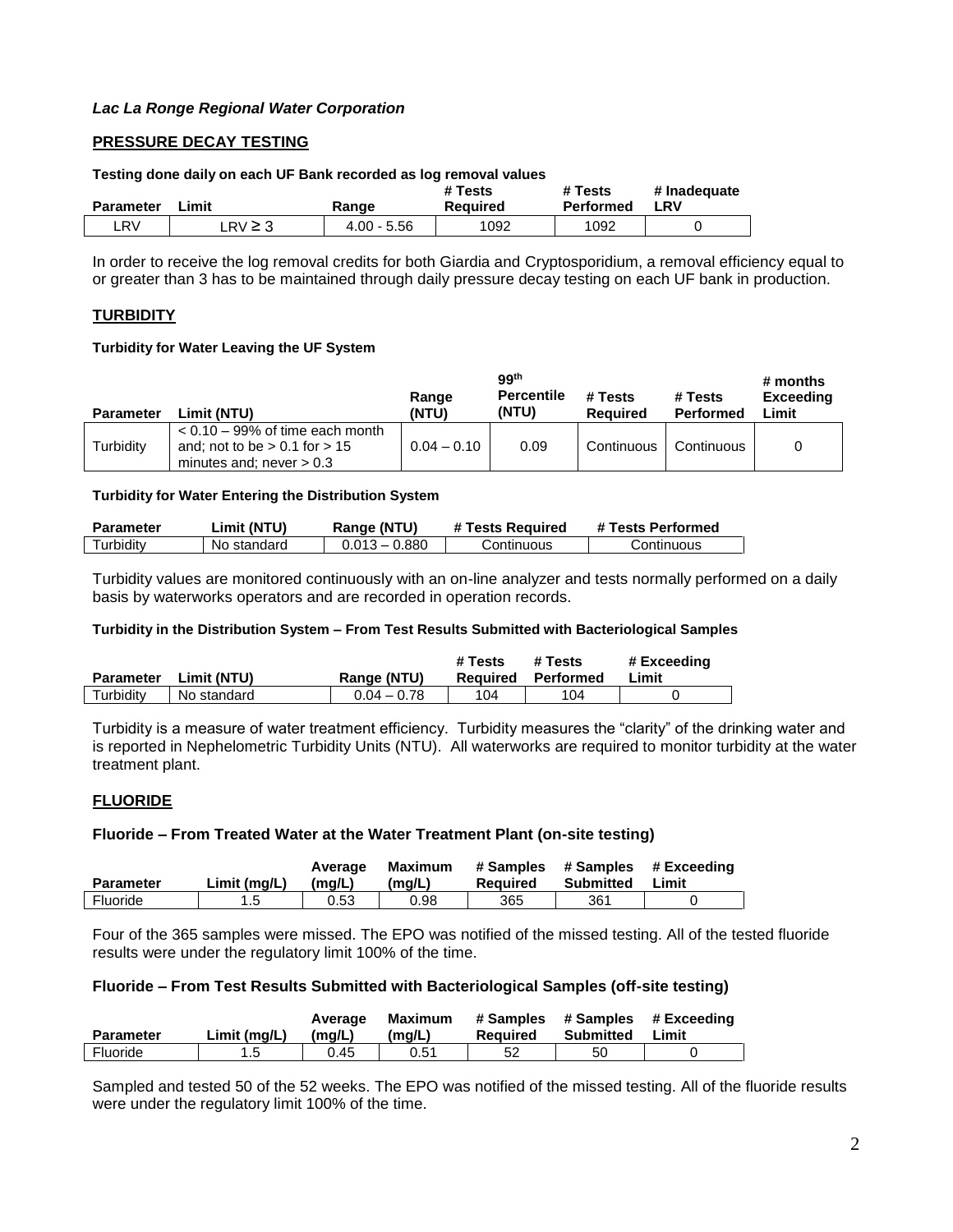***Lac La Ronge Regional Water Corporation***

## PRESSURE DECAY TESTING

**Testing done daily on each UF Bank recorded as log removal values**

| Parameter | Limit | Range | # Tests Required | # Tests Performed | # Inadequate LRV |
|---|---|---|---|---|---|
| LRV | LRV ≥ 3 | 4.00 - 5.56 | 1092 | 1092 | 0 |

In order to receive the log removal credits for both Giardia and Cryptosporidium, a removal efficiency equal to or greater than 3 has to be maintained through daily pressure decay testing on each UF bank in production.

## TURBIDITY

**Turbidity for Water Leaving the UF System**

| Parameter | Limit (NTU) | Range (NTU) | 99th Percentile (NTU) | # Tests Required | # Tests Performed | # months Exceeding Limit |
|---|---|---|---|---|---|---|
| Turbidity | < 0.10 – 99% of time each month and; not to be > 0.1 for > 15 minutes and; never > 0.3 | 0.04 – 0.10 | 0.09 | Continuous | Continuous | 0 |

**Turbidity for Water Entering the Distribution System**

| Parameter | Limit (NTU) | Range (NTU) | # Tests Required | # Tests Performed |
|---|---|---|---|---|
| Turbidity | No standard | 0.013 – 0.880 | Continuous | Continuous |

Turbidity values are monitored continuously with an on-line analyzer and tests normally performed on a daily basis by waterworks operators and are recorded in operation records.

**Turbidity in the Distribution System – From Test Results Submitted with Bacteriological Samples**

| Parameter | Limit (NTU) | Range (NTU) | # Tests Required | # Tests Performed | # Exceeding Limit |
|---|---|---|---|---|---|
| Turbidity | No standard | 0.04 – 0.78 | 104 | 104 | 0 |

Turbidity is a measure of water treatment efficiency. Turbidity measures the "clarity" of the drinking water and is reported in Nephelometric Turbidity Units (NTU). All waterworks are required to monitor turbidity at the water treatment plant.

## FLUORIDE

### Fluoride – From Treated Water at the Water Treatment Plant (on-site testing)

| Parameter | Limit (mg/L) | Average (mg/L) | Maximum (mg/L) | # Samples Required | # Samples Submitted | # Exceeding Limit |
|---|---|---|---|---|---|---|
| Fluoride | 1.5 | 0.53 | 0.98 | 365 | 361 | 0 |

Four of the 365 samples were missed. The EPO was notified of the missed testing. All of the tested fluoride results were under the regulatory limit 100% of the time.

### Fluoride – From Test Results Submitted with Bacteriological Samples (off-site testing)

| Parameter | Limit (mg/L) | Average (mg/L) | Maximum (mg/L) | # Samples Required | # Samples Submitted | # Exceeding Limit |
|---|---|---|---|---|---|---|
| Fluoride | 1.5 | 0.45 | 0.51 | 52 | 50 | 0 |

Sampled and tested 50 of the 52 weeks. The EPO was notified of the missed testing. All of the fluoride results were under the regulatory limit 100% of the time.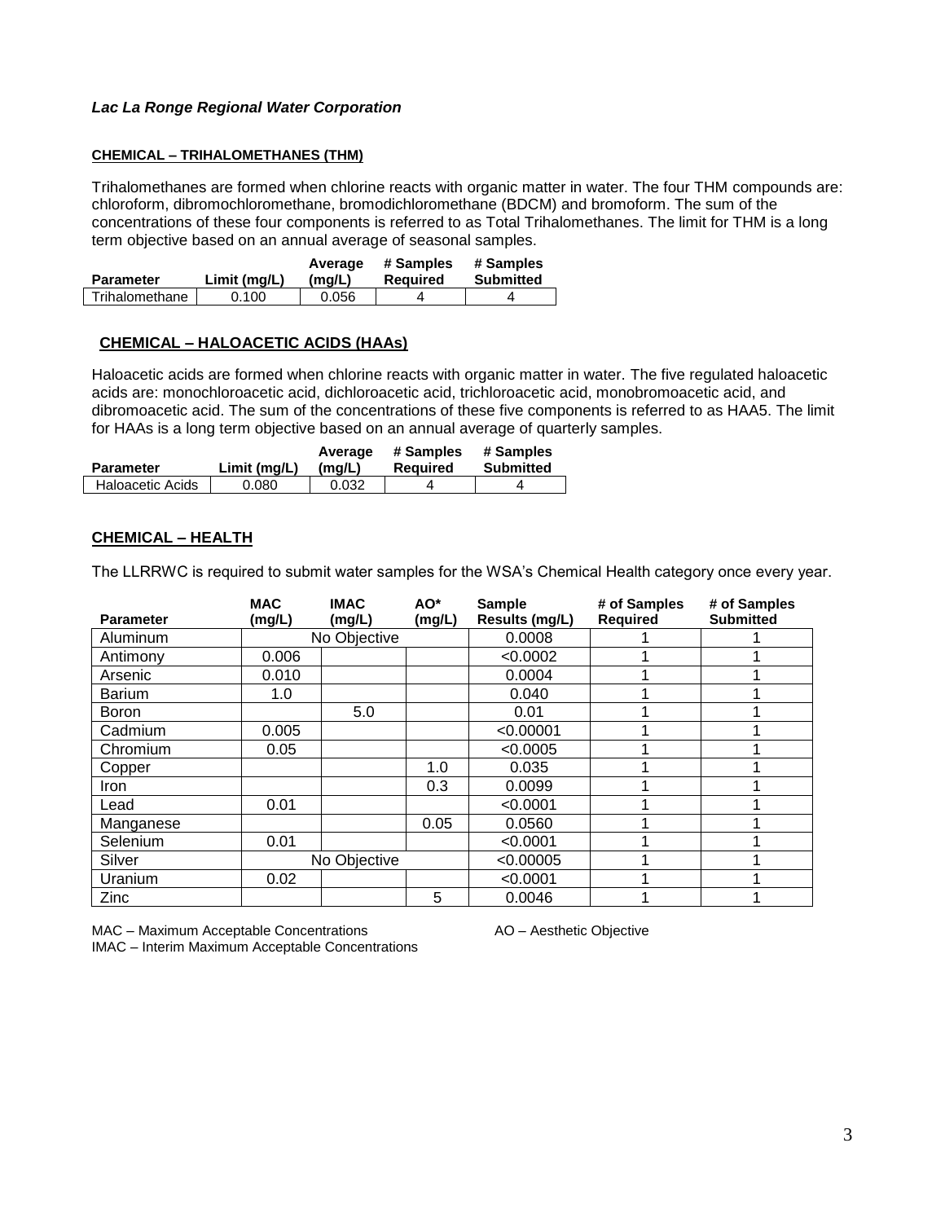*Lac La Ronge Regional Water Corporation*

#### CHEMICAL – TRIHALOMETHANES (THM)

Trihalomethanes are formed when chlorine reacts with organic matter in water. The four THM compounds are: chloroform, dibromochloromethane, bromodichloromethane (BDCM) and bromoform. The sum of the concentrations of these four components is referred to as Total Trihalomethanes. The limit for THM is a long term objective based on an annual average of seasonal samples.

| Parameter | Limit (mg/L) | Average (mg/L) | # Samples Required | # Samples Submitted |
|---|---|---|---|---|
| Trihalomethane | 0.100 | 0.056 | 4 | 4 |

#### CHEMICAL – HALOACETIC ACIDS (HAAs)

Haloacetic acids are formed when chlorine reacts with organic matter in water. The five regulated haloacetic acids are: monochloroacetic acid, dichloroacetic acid, trichloroacetic acid, monobromoacetic acid, and dibromoacetic acid. The sum of the concentrations of these five components is referred to as HAA5. The limit for HAAs is a long term objective based on an annual average of quarterly samples.

| Parameter | Limit (mg/L) | Average (mg/L) | # Samples Required | # Samples Submitted |
|---|---|---|---|---|
| Haloacetic Acids | 0.080 | 0.032 | 4 | 4 |

#### CHEMICAL – HEALTH

The LLRRWC is required to submit water samples for the WSA's Chemical Health category once every year.

| Parameter | MAC (mg/L) | IMAC (mg/L) | AO* (mg/L) | Sample Results (mg/L) | # of Samples Required | # of Samples Submitted |
|---|---|---|---|---|---|---|
| Aluminum | No Objective | | | 0.0008 | 1 | 1 |
| Antimony | 0.006 | | | <0.0002 | 1 | 1 |
| Arsenic | 0.010 | | | 0.0004 | 1 | 1 |
| Barium | 1.0 | | | 0.040 | 1 | 1 |
| Boron | | 5.0 | | 0.01 | 1 | 1 |
| Cadmium | 0.005 | | | <0.00001 | 1 | 1 |
| Chromium | 0.05 | | | <0.0005 | 1 | 1 |
| Copper | | | 1.0 | 0.035 | 1 | 1 |
| Iron | | | 0.3 | 0.0099 | 1 | 1 |
| Lead | 0.01 | | | <0.0001 | 1 | 1 |
| Manganese | | | 0.05 | 0.0560 | 1 | 1 |
| Selenium | 0.01 | | | <0.0001 | 1 | 1 |
| Silver | No Objective | | | <0.00005 | 1 | 1 |
| Uranium | 0.02 | | | <0.0001 | 1 | 1 |
| Zinc | | | 5 | 0.0046 | 1 | 1 |

MAC – Maximum Acceptable Concentrations

IMAC – Interim Maximum Acceptable Concentrations

AO – Aesthetic Objective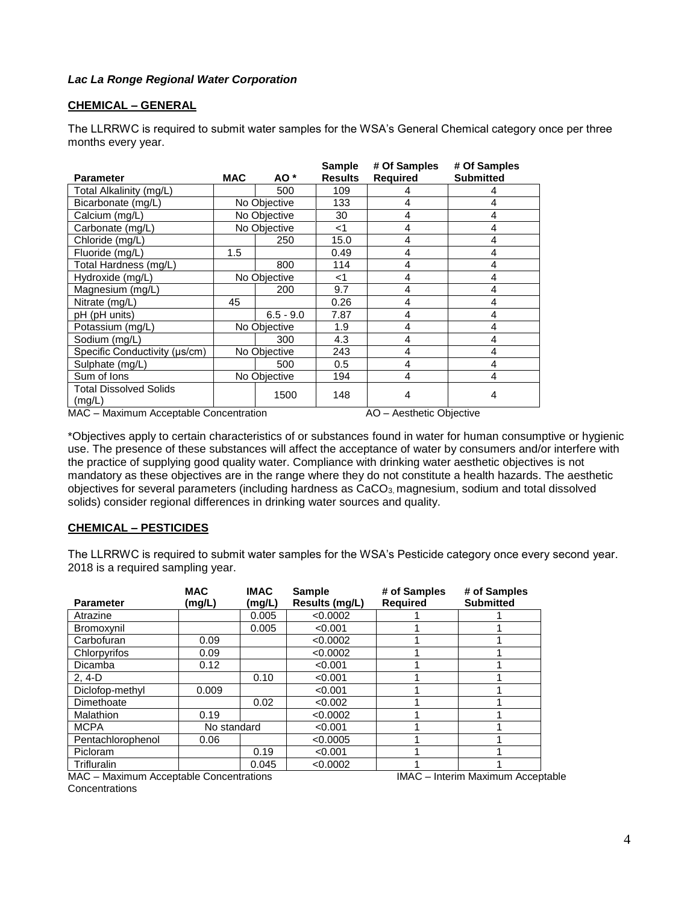***Lac La Ronge Regional Water Corporation***

**CHEMICAL – GENERAL**

The LLRRWC is required to submit water samples for the WSA's General Chemical category once per three months every year.

| Parameter | MAC | AO * | Sample Results | # Of Samples Required | # Of Samples Submitted |
|---|---|---|---|---|---|
| Total Alkalinity (mg/L) | | 500 | 109 | 4 | 4 |
| Bicarbonate (mg/L) | No Objective | | 133 | 4 | 4 |
| Calcium (mg/L) | No Objective | | 30 | 4 | 4 |
| Carbonate (mg/L) | No Objective | | <1 | 4 | 4 |
| Chloride (mg/L) | | 250 | 15.0 | 4 | 4 |
| Fluoride (mg/L) | 1.5 | | 0.49 | 4 | 4 |
| Total Hardness (mg/L) | | 800 | 114 | 4 | 4 |
| Hydroxide (mg/L) | No Objective | | <1 | 4 | 4 |
| Magnesium (mg/L) | | 200 | 9.7 | 4 | 4 |
| Nitrate (mg/L) | 45 | | 0.26 | 4 | 4 |
| pH (pH units) | | 6.5 - 9.0 | 7.87 | 4 | 4 |
| Potassium (mg/L) | No Objective | | 1.9 | 4 | 4 |
| Sodium (mg/L) | | 300 | 4.3 | 4 | 4 |
| Specific Conductivity (µs/cm) | No Objective | | 243 | 4 | 4 |
| Sulphate (mg/L) | | 500 | 0.5 | 4 | 4 |
| Sum of Ions | No Objective | | 194 | 4 | 4 |
| Total Dissolved Solids (mg/L) | | 1500 | 148 | 4 | 4 |

MAC – Maximum Acceptable Concentration AO – Aesthetic Objective

*Objectives apply to certain characteristics of or substances found in water for human consumptive or hygienic use. The presence of these substances will affect the acceptance of water by consumers and/or interfere with the practice of supplying good quality water. Compliance with drinking water aesthetic objectives is not mandatory as these objectives are in the range where they do not constitute a health hazards. The aesthetic objectives for several parameters (including hardness as $CaCO_3$, magnesium, sodium and total dissolved solids) consider regional differences in drinking water sources and quality.

**CHEMICAL – PESTICIDES**

The LLRRWC is required to submit water samples for the WSA's Pesticide category once every second year. 2018 is a required sampling year.

| Parameter | MAC (mg/L) | IMAC (mg/L) | Sample Results (mg/L) | # of Samples Required | # of Samples Submitted |
|---|---|---|---|---|---|
| Atrazine | | 0.005 | <0.0002 | 1 | 1 |
| Bromoxynil | | 0.005 | <0.001 | 1 | 1 |
| Carbofuran | 0.09 | | <0.0002 | 1 | 1 |
| Chlorpyrifos | 0.09 | | <0.0002 | 1 | 1 |
| Dicamba | 0.12 | | <0.001 | 1 | 1 |
| 2, 4-D | | 0.10 | <0.001 | 1 | 1 |
| Diclofop-methyl | 0.009 | | <0.001 | 1 | 1 |
| Dimethoate | | 0.02 | <0.002 | 1 | 1 |
| Malathion | 0.19 | | <0.0002 | 1 | 1 |
| MCPA | No standard | | <0.001 | 1 | 1 |
| Pentachlorophenol | 0.06 | | <0.0005 | 1 | 1 |
| Picloram | | 0.19 | <0.001 | 1 | 1 |
| Trifluralin | | 0.045 | <0.0002 | 1 | 1 |

MAC – Maximum Acceptable Concentrations IMAC – Interim Maximum Acceptable Concentrations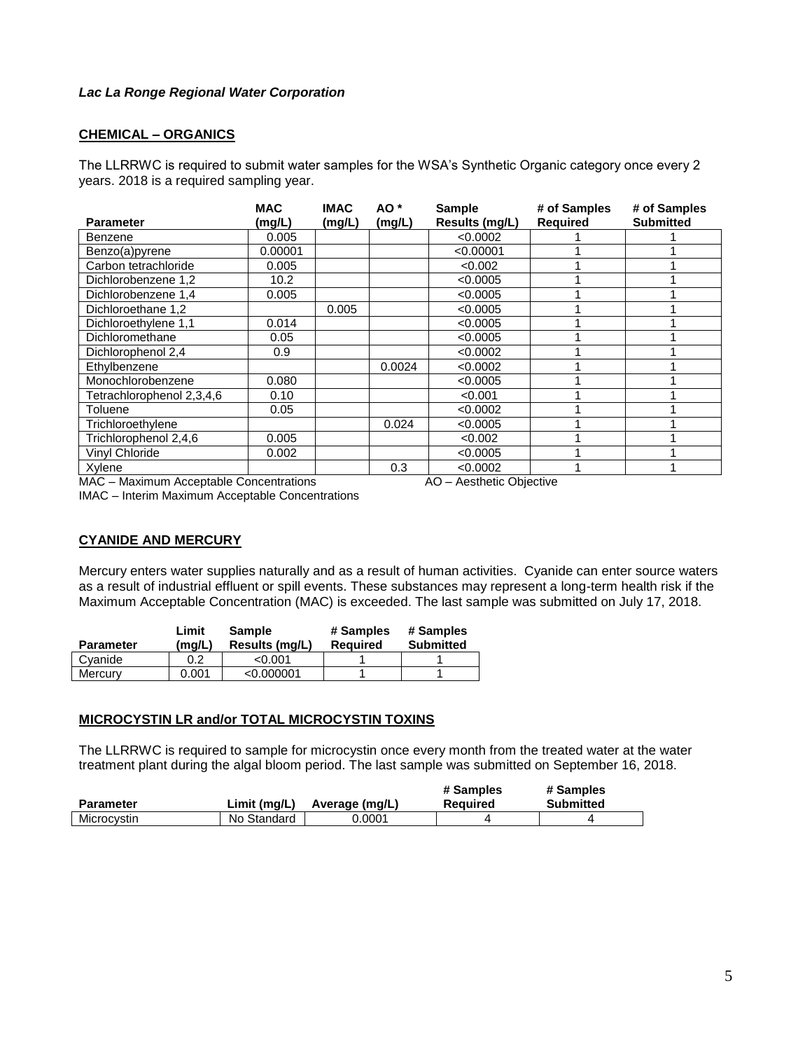***Lac La Ronge Regional Water Corporation***

## CHEMICAL – ORGANICS

The LLRRWC is required to submit water samples for the WSA's Synthetic Organic category once every 2 years. 2018 is a required sampling year.

| Parameter | MAC (mg/L) | IMAC (mg/L) | AO * (mg/L) | Sample Results (mg/L) | # of Samples Required | # of Samples Submitted |
|---|---|---|---|---|---|---|
| Benzene | 0.005 | | | <0.0002 | 1 | 1 |
| Benzo(a)pyrene | 0.00001 | | | <0.00001 | 1 | 1 |
| Carbon tetrachloride | 0.005 | | | <0.002 | 1 | 1 |
| Dichlorobenzene 1,2 | 10.2 | | | <0.0005 | 1 | 1 |
| Dichlorobenzene 1,4 | 0.005 | | | <0.0005 | 1 | 1 |
| Dichloroethane 1,2 | | 0.005 | | <0.0005 | 1 | 1 |
| Dichloroethylene 1,1 | 0.014 | | | <0.0005 | 1 | 1 |
| Dichloromethane | 0.05 | | | <0.0005 | 1 | 1 |
| Dichlorophenol 2,4 | 0.9 | | | <0.0002 | 1 | 1 |
| Ethylbenzene | | | 0.0024 | <0.0002 | 1 | 1 |
| Monochlorobenzene | 0.080 | | | <0.0005 | 1 | 1 |
| Tetrachlorophenol 2,3,4,6 | 0.10 | | | <0.001 | 1 | 1 |
| Toluene | 0.05 | | | <0.0002 | 1 | 1 |
| Trichloroethylene | | | 0.024 | <0.0005 | 1 | 1 |
| Trichlorophenol 2,4,6 | 0.005 | | | <0.002 | 1 | 1 |
| Vinyl Chloride | 0.002 | | | <0.0005 | 1 | 1 |
| Xylene | | | 0.3 | <0.0002 | 1 | 1 |

MAC – Maximum Acceptable Concentrations  AO – Aesthetic Objective
IMAC – Interim Maximum Acceptable Concentrations

## CYANIDE AND MERCURY

Mercury enters water supplies naturally and as a result of human activities. Cyanide can enter source waters as a result of industrial effluent or spill events. These substances may represent a long-term health risk if the Maximum Acceptable Concentration (MAC) is exceeded. The last sample was submitted on July 17, 2018.

| Parameter | Limit (mg/L) | Sample Results (mg/L) | # Samples Required | # Samples Submitted |
|---|---|---|---|---|
| Cyanide | 0.2 | <0.001 | 1 | 1 |
| Mercury | 0.001 | <0.000001 | 1 | 1 |

## MICROCYSTIN LR and/or TOTAL MICROCYSTIN TOXINS

The LLRRWC is required to sample for microcystin once every month from the treated water at the water treatment plant during the algal bloom period. The last sample was submitted on September 16, 2018.

| Parameter | Limit (mg/L) | Average (mg/L) | # Samples Required | # Samples Submitted |
|---|---|---|---|---|
| Microcystin | No Standard | 0.0001 | 4 | 4 |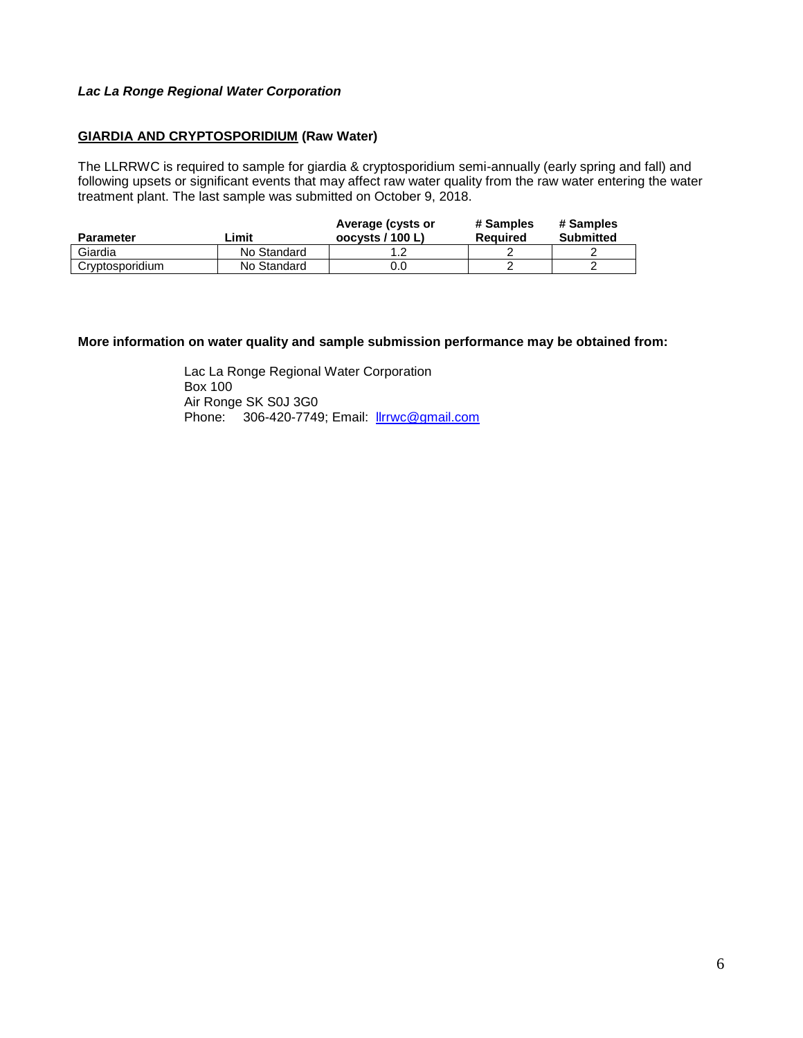***Lac La Ronge Regional Water Corporation***

**GIARDIA AND CRYPTOSPORIDIUM (Raw Water)**

The LLRRWC is required to sample for giardia & cryptosporidium semi-annually (early spring and fall) and following upsets or significant events that may affect raw water quality from the raw water entering the water treatment plant. The last sample was submitted on October 9, 2018.

| Parameter | Limit | Average (cysts or oocysts / 100 L) | # Samples Required | # Samples Submitted |
|---|---|---|---|---|
| Giardia | No Standard | 1.2 | 2 | 2 |
| Cryptosporidium | No Standard | 0.0 | 2 | 2 |

**More information on water quality and sample submission performance may be obtained from:**

Lac La Ronge Regional Water Corporation
Box 100
Air Ronge SK S0J 3G0
Phone: 306-420-7749; Email: llrrwc@gmail.com